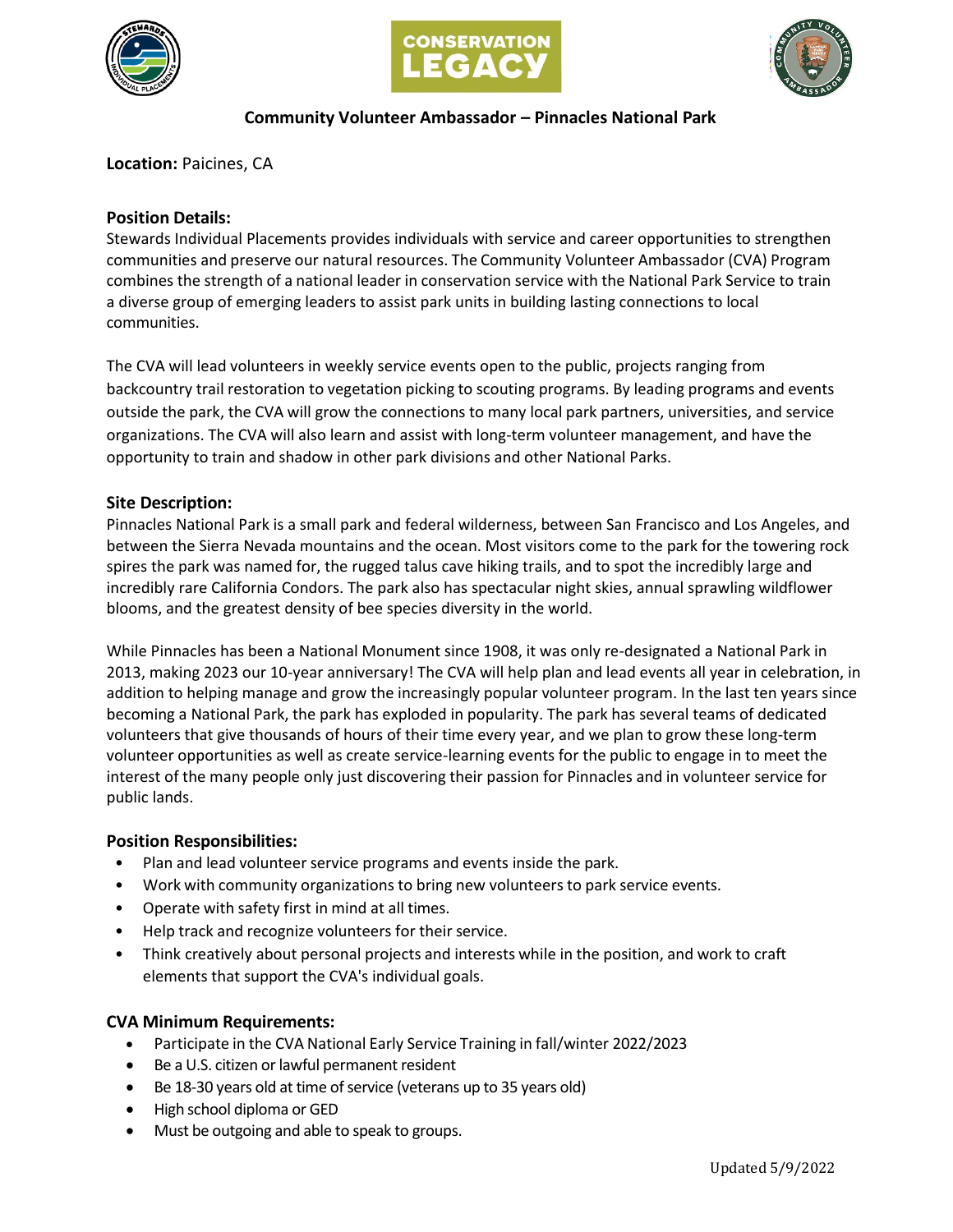**CONSERVATION LEGACY**

## Community Volunteer Ambassador – Pinnacles National Park

**Location:** Paicines, CA

### Position Details:

Stewards Individual Placements provides individuals with service and career opportunities to strengthen communities and preserve our natural resources. The Community Volunteer Ambassador (CVA) Program combines the strength of a national leader in conservation service with the National Park Service to train a diverse group of emerging leaders to assist park units in building lasting connections to local communities.

The CVA will lead volunteers in weekly service events open to the public, projects ranging from backcountry trail restoration to vegetation picking to scouting programs. By leading programs and events outside the park, the CVA will grow the connections to many local park partners, universities, and service organizations. The CVA will also learn and assist with long-term volunteer management, and have the opportunity to train and shadow in other park divisions and other National Parks.

### Site Description:

Pinnacles National Park is a small park and federal wilderness, between San Francisco and Los Angeles, and between the Sierra Nevada mountains and the ocean. Most visitors come to the park for the towering rock spires the park was named for, the rugged talus cave hiking trails, and to spot the incredibly large and incredibly rare California Condors. The park also has spectacular night skies, annual sprawling wildflower blooms, and the greatest density of bee species diversity in the world.

While Pinnacles has been a National Monument since 1908, it was only re-designated a National Park in 2013, making 2023 our 10-year anniversary! The CVA will help plan and lead events all year in celebration, in addition to helping manage and grow the increasingly popular volunteer program. In the last ten years since becoming a National Park, the park has exploded in popularity. The park has several teams of dedicated volunteers that give thousands of hours of their time every year, and we plan to grow these long-term volunteer opportunities as well as create service-learning events for the public to engage in to meet the interest of the many people only just discovering their passion for Pinnacles and in volunteer service for public lands.

### Position Responsibilities:

- Plan and lead volunteer service programs and events inside the park.
- Work with community organizations to bring new volunteers to park service events.
- Operate with safety first in mind at all times.
- Help track and recognize volunteers for their service.
- Think creatively about personal projects and interests while in the position, and work to craft elements that support the CVA's individual goals.

### CVA Minimum Requirements:

- Participate in the CVA National Early Service Training in fall/winter 2022/2023
- Be a U.S. citizen or lawful permanent resident
- Be 18-30 years old at time of service (veterans up to 35 years old)
- High school diploma or GED
- Must be outgoing and able to speak to groups.

Updated 5/9/2022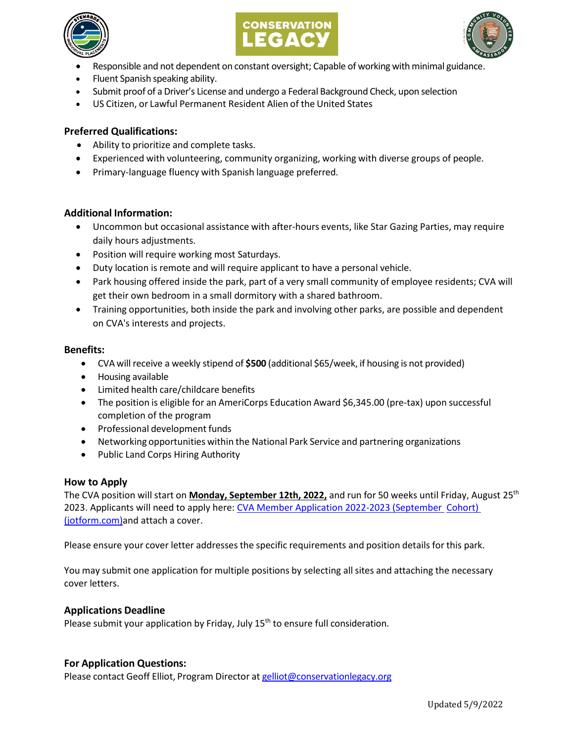- Responsible and not dependent on constant oversight; Capable of working with minimal guidance.
- Fluent Spanish speaking ability.
- Submit proof of a Driver's License and undergo a Federal Background Check, upon selection
- US Citizen, or Lawful Permanent Resident Alien of the United States

### Preferred Qualifications:

- Ability to prioritize and complete tasks.
- Experienced with volunteering, community organizing, working with diverse groups of people.
- Primary-language fluency with Spanish language preferred.

### Additional Information:

- Uncommon but occasional assistance with after-hours events, like Star Gazing Parties, may require daily hours adjustments.
- Position will require working most Saturdays.
- Duty location is remote and will require applicant to have a personal vehicle.
- Park housing offered inside the park, part of a very small community of employee residents; CVA will get their own bedroom in a small dormitory with a shared bathroom.
- Training opportunities, both inside the park and involving other parks, are possible and dependent on CVA's interests and projects.

### Benefits:

- CVA will receive a weekly stipend of **$500** (additional $65/week, if housing is not provided)
- Housing available
- Limited health care/childcare benefits
- The position is eligible for an AmeriCorps Education Award $6,345.00 (pre-tax) upon successful completion of the program
- Professional development funds
- Networking opportunities within the National Park Service and partnering organizations
- Public Land Corps Hiring Authority

### How to Apply

The CVA position will start on **Monday, September 12th, 2022,** and run for 50 weeks until Friday, August 25th 2023. Applicants will need to apply here: [CVA Member Application 2022-2023 (September Cohort) (jotform.com)](jotform.com)and attach a cover.

Please ensure your cover letter addresses the specific requirements and position details for this park.

You may submit one application for multiple positions by selecting all sites and attaching the necessary cover letters.

### Applications Deadline

Please submit your application by Friday, July 15th to ensure full consideration.

### For Application Questions:

Please contact Geoff Elliot, Program Director at gelliot@conservationlegacy.org

Updated 5/9/2022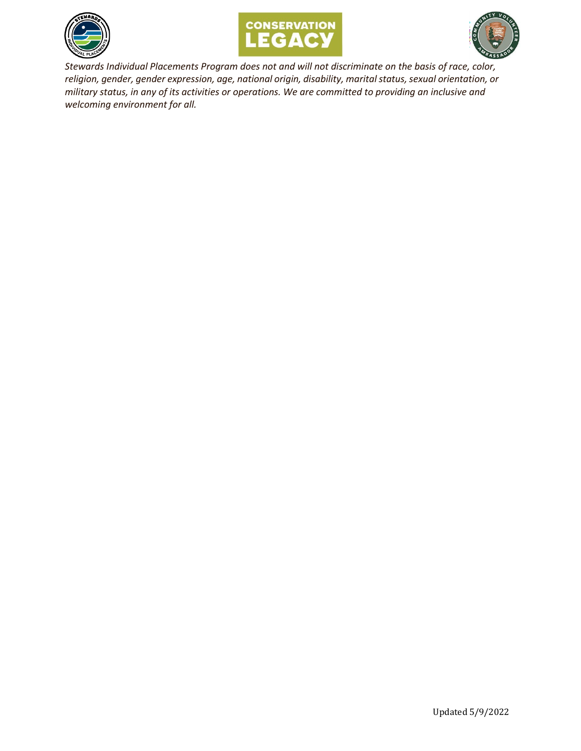*Stewards Individual Placements Program does not and will not discriminate on the basis of race, color, religion, gender, gender expression, age, national origin, disability, marital status, sexual orientation, or military status, in any of its activities or operations. We are committed to providing an inclusive and welcoming environment for all.*